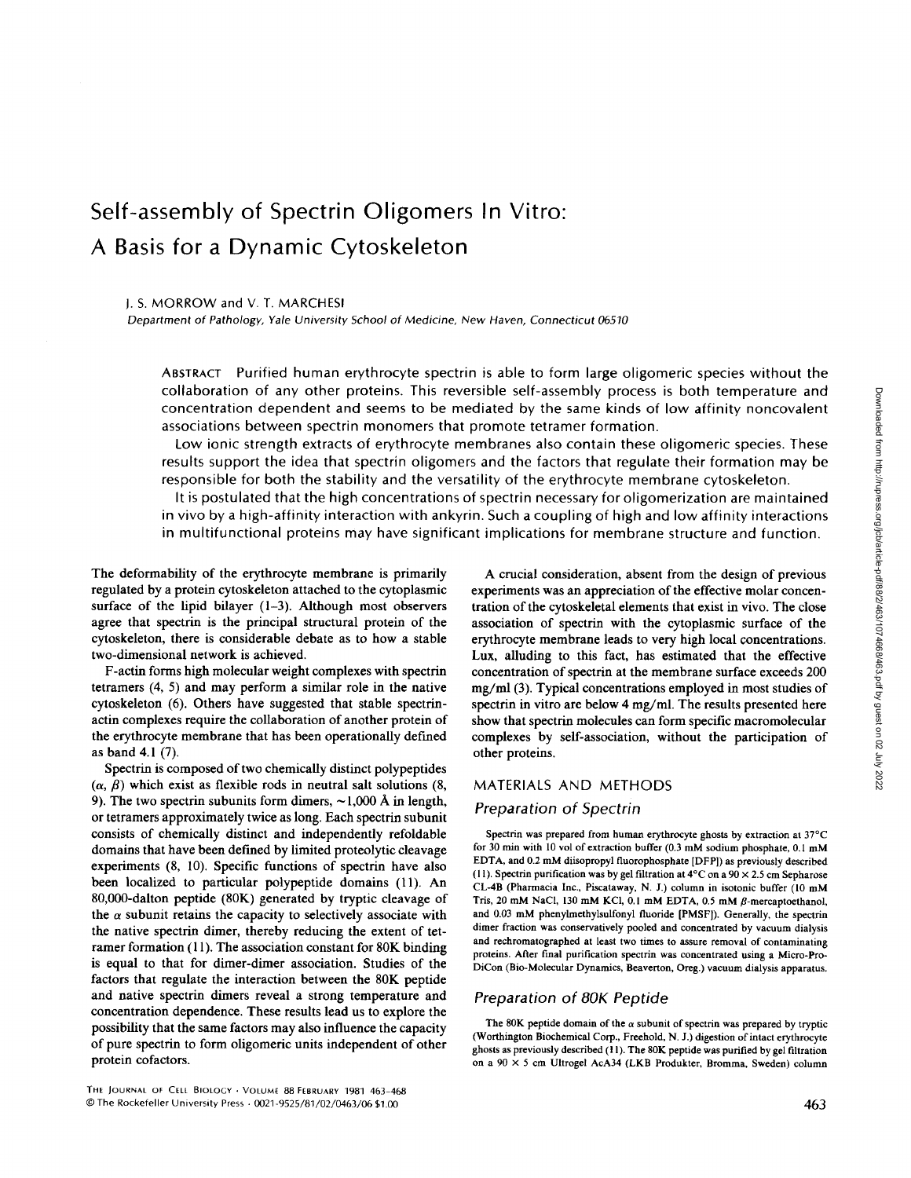# Self-assembly of Spectrin Oligomers In Vitro: A Basis for a Dynamic Cytoskeleton

J. S. MORROW and V. T. MARCHESI

*Department of Pathology, Yale University School of Medicine, New Haven, Connecticut 06510*

ABSTRACT Purified human erythrocyte spectrin is able to form large oligomeric species without the collaboration of any other proteins. This reversible self-assembly process is both temperature and concentration dependent and seems to be mediated by the same kinds of low affinity noncovalent associations between spectrin monomers that promote tetramer formation.

Low ionic strength extracts of erythrocyte membranes also contain these oligomeric species. These results support the idea that spectrin oligomers and the factors that regulate their formation may be responsible for both the stability and the versatility of the erythrocyte membrane cytoskeleton.

It is postulated that the high concentrations of spectrin necessary for oligomerization are maintained in vivo by a high-affinity interaction with ankyrin. Such a coupling of high and low affinity interactions in multifunctional proteins may have significant implications for membrane structure and function.

The deformability of the erythrocyte membrane is primarily regulated by a protein cytoskeleton attached to the cytoplasmic surface of the lipid bilayer (1–3). Although most observers agree that spectrin is the principal structural protein of the cytoskeleton, there is considerable debate as to how a stable two-dimensional network is achieved.

F-actin forms high molecular weight complexes with spectrin tetramers (4, 5) and may perform a similar role in the native cytoskeleton (6). Others have suggested that stable spectrin-actin complexes require the collaboration of another protein of the erythrocyte membrane that has been operationally defined as band 4.1 (7).

Spectrin is composed of two chemically distinct polypeptides ($\alpha$, $\beta$) which exist as flexible rods in neutral salt solutions (8, 9). The two spectrin subunits form dimers, ~1,000 Å in length, or tetramers approximately twice as long. Each spectrin subunit consists of chemically distinct and independently refoldable domains that have been defined by limited proteolytic cleavage experiments (8, 10). Specific functions of spectrin have also been localized to particular polypeptide domains (11). An 80,000-dalton peptide (80K) generated by tryptic cleavage of the $\alpha$ subunit retains the capacity to selectively associate with the native spectrin dimer, thereby reducing the extent of tetramer formation (11). The association constant for 80K binding is equal to that for dimer-dimer association. Studies of the factors that regulate the interaction between the 80K peptide and native spectrin dimers reveal a strong temperature and concentration dependence. These results lead us to explore the possibility that the same factors may also influence the capacity of pure spectrin to form oligomeric units independent of other protein cofactors.

A crucial consideration, absent from the design of previous experiments was an appreciation of the effective molar concentration of the cytoskeletal elements that exist in vivo. The close association of spectrin with the cytoplasmic surface of the erythrocyte membrane leads to very high local concentrations. Lux, alluding to this fact, has estimated that the effective concentration of spectrin at the membrane surface exceeds 200 mg/ml (3). Typical concentrations employed in most studies of spectrin in vitro are below 4 mg/ml. The results presented here show that spectrin molecules can form specific macromolecular complexes by self-association, without the participation of other proteins.

## MATERIALS AND METHODS

### Preparation of Spectrin

Spectrin was prepared from human erythrocyte ghosts by extraction at 37°C for 30 min with 10 vol of extraction buffer (0.3 mM sodium phosphate, 0.1 mM EDTA, and 0.2 mM diisopropyl fluorophosphate [DFP]) as previously described (11). Spectrin purification was by gel filtration at 4°C on a 90 × 2.5 cm Sepharose CL-4B (Pharmacia Inc., Piscataway, N. J.) column in isotonic buffer (10 mM Tris, 20 mM NaCl, 130 mM KCl, 0.1 mM EDTA, 0.5 mM $\beta$-mercaptoethanol, and 0.03 mM phenylmethylsulfonyl fluoride [PMSF]). Generally, the spectrin dimer fraction was conservatively pooled and concentrated by vacuum dialysis and rechromatographed at least two times to assure removal of contaminating proteins. After final purification spectrin was concentrated using a Micro-Pro-DiCon (Bio-Molecular Dynamics, Beaverton, Oreg.) vacuum dialysis apparatus.

### Preparation of 80K Peptide

The 80K peptide domain of the $\alpha$ subunit of spectrin was prepared by tryptic (Worthington Biochemical Corp., Freehold, N. J.) digestion of intact erythrocyte ghosts as previously described (11). The 80K peptide was purified by gel filtration on a 90 × 5 cm Ultrogel AcA34 (LKB Produkter, Bromma, Sweden) column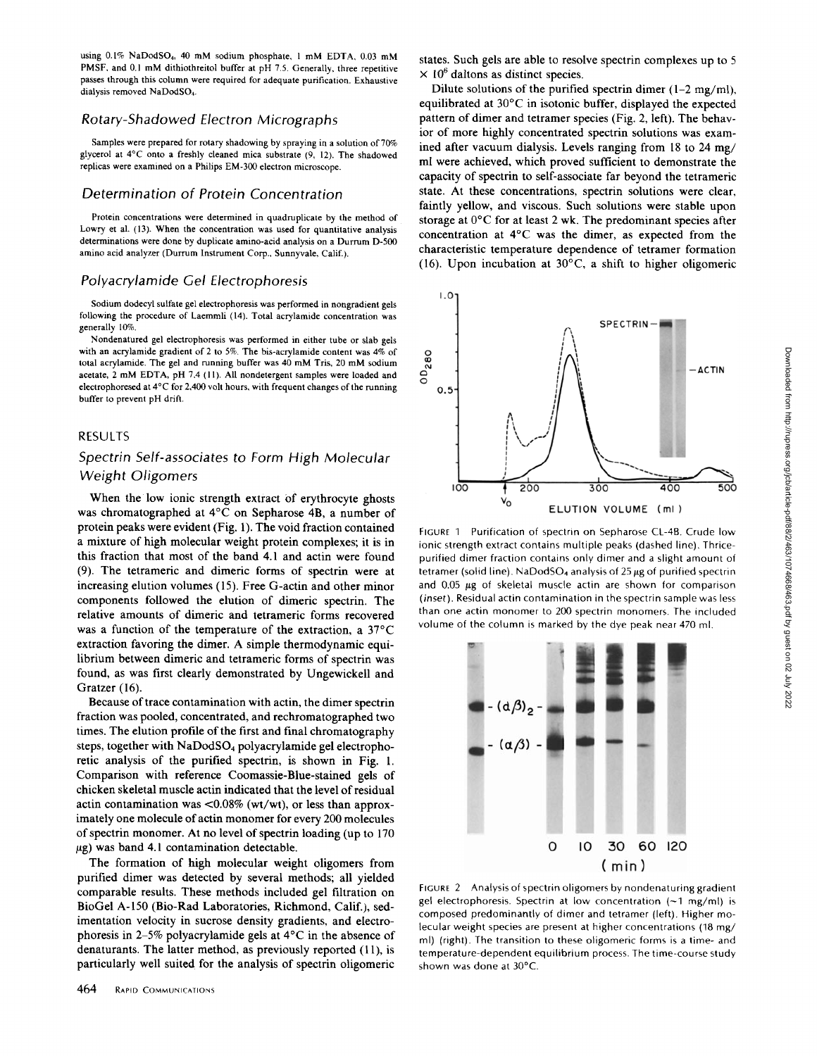using 0.1% $NaDodSO_4$, 40 mM sodium phosphate, 1 mM EDTA, 0.03 mM PMSF, and 0.1 mM dithiothreitol buffer at pH 7.5. Generally, three repetitive passes through this column were required for adequate purification. Exhaustive dialysis removed $NaDodSO_4$.

### Rotary-Shadowed Electron Micrographs

Samples were prepared for rotary shadowing by spraying in a solution of 70% glycerol at 4°C onto a freshly cleaned mica substrate (9, 12). The shadowed replicas were examined on a Philips EM-300 electron microscope.

### Determination of Protein Concentration

Protein concentrations were determined in quadruplicate by the method of Lowry et al. (13). When the concentration was used for quantitative analysis determinations were done by duplicate amino-acid analysis on a Durrum D-500 amino acid analyzer (Durrum Instrument Corp., Sunnyvale, Calif.).

### Polyacrylamide Gel Electrophoresis

Sodium dodecyl sulfate gel electrophoresis was performed in nongradient gels following the procedure of Laemmli (14). Total acrylamide concentration was generally 10%.

Nondenatured gel electrophoresis was performed in either tube or slab gels with an acrylamide gradient of 2 to 5%. The bis-acrylamide content was 4% of total acrylamide. The gel and running buffer was 40 mM Tris, 20 mM sodium acetate, 2 mM EDTA, pH 7.4 (11). All nondetergent samples were loaded and electrophoresed at 4°C for 2,400 volt hours, with frequent changes of the running buffer to prevent pH drift.

## RESULTS

### Spectrin Self-associates to Form High Molecular Weight Oligomers

When the low ionic strength extract of erythrocyte ghosts was chromatographed at 4°C on Sepharose 4B, a number of protein peaks were evident (Fig. 1). The void fraction contained a mixture of high molecular weight protein complexes; it is in this fraction that most of the band 4.1 and actin were found (9). The tetrameric and dimeric forms of spectrin were at increasing elution volumes (15). Free G-actin and other minor components followed the elution of dimeric spectrin. The relative amounts of dimeric and tetrameric forms recovered was a function of the temperature of the extraction, a 37°C extraction favoring the dimer. A simple thermodynamic equilibrium between dimeric and tetrameric forms of spectrin was found, as was first clearly demonstrated by Ungewickell and Gratzer (16).

Because of trace contamination with actin, the dimer spectrin fraction was pooled, concentrated, and rechromatographed two times. The elution profile of the first and final chromatography steps, together with $NaDodSO_4$ polyacrylamide gel electrophoretic analysis of the purified spectrin, is shown in Fig. 1. Comparison with reference Coomassie-Blue-stained gels of chicken skeletal muscle actin indicated that the level of residual actin contamination was <0.08% (wt/wt), or less than approximately one molecule of actin monomer for every 200 molecules of spectrin monomer. At no level of spectrin loading (up to 170 μg) was band 4.1 contamination detectable.

The formation of high molecular weight oligomers from purified dimer was detected by several methods; all yielded comparable results. These methods included gel filtration on BioGel A-150 (Bio-Rad Laboratories, Richmond, Calif.), sedimentation velocity in sucrose density gradients, and electrophoresis in 2–5% polyacrylamide gels at 4°C in the absence of denaturants. The latter method, as previously reported (11), is particularly well suited for the analysis of spectrin oligomeric states. Such gels are able to resolve spectrin complexes up to $5 \times 10^6$ daltons as distinct species.

Dilute solutions of the purified spectrin dimer (1–2 mg/ml), equilibrated at 30°C in isotonic buffer, displayed the expected pattern of dimer and tetramer species (Fig. 2, left). The behavior of more highly concentrated spectrin solutions was examined after vacuum dialysis. Levels ranging from 18 to 24 mg/ml were achieved, which proved sufficient to demonstrate the capacity of spectrin to self-associate far beyond the tetrameric state. At these concentrations, spectrin solutions were clear, faintly yellow, and viscous. Such solutions were stable upon storage at 0°C for at least 2 wk. The predominant species after concentration at 4°C was the dimer, as expected from the characteristic temperature dependence of tetramer formation (16). Upon incubation at 30°C, a shift to higher oligomeric

FIGURE 1 Purification of spectrin on Sepharose CL-4B. Crude low ionic strength extract contains multiple peaks (dashed line). Thrice-purified dimer fraction contains only dimer and a slight amount of tetramer (solid line). $NaDodSO_4$ analysis of 25 μg of purified spectrin and 0.05 μg of skeletal muscle actin are shown for comparison (*inset*). Residual actin contamination in the spectrin sample was less than one actin monomer to 200 spectrin monomers. The included volume of the column is marked by the dye peak near 470 ml.

FIGURE 2 Analysis of spectrin oligomers by nondenaturing gradient gel electrophoresis. Spectrin at low concentration (~1 mg/ml) is composed predominantly of dimer and tetramer (left). Higher molecular weight species are present at higher concentrations (18 mg/ml) (right). The transition to these oligomeric forms is a time- and temperature-dependent equilibrium process. The time-course study shown was done at 30°C.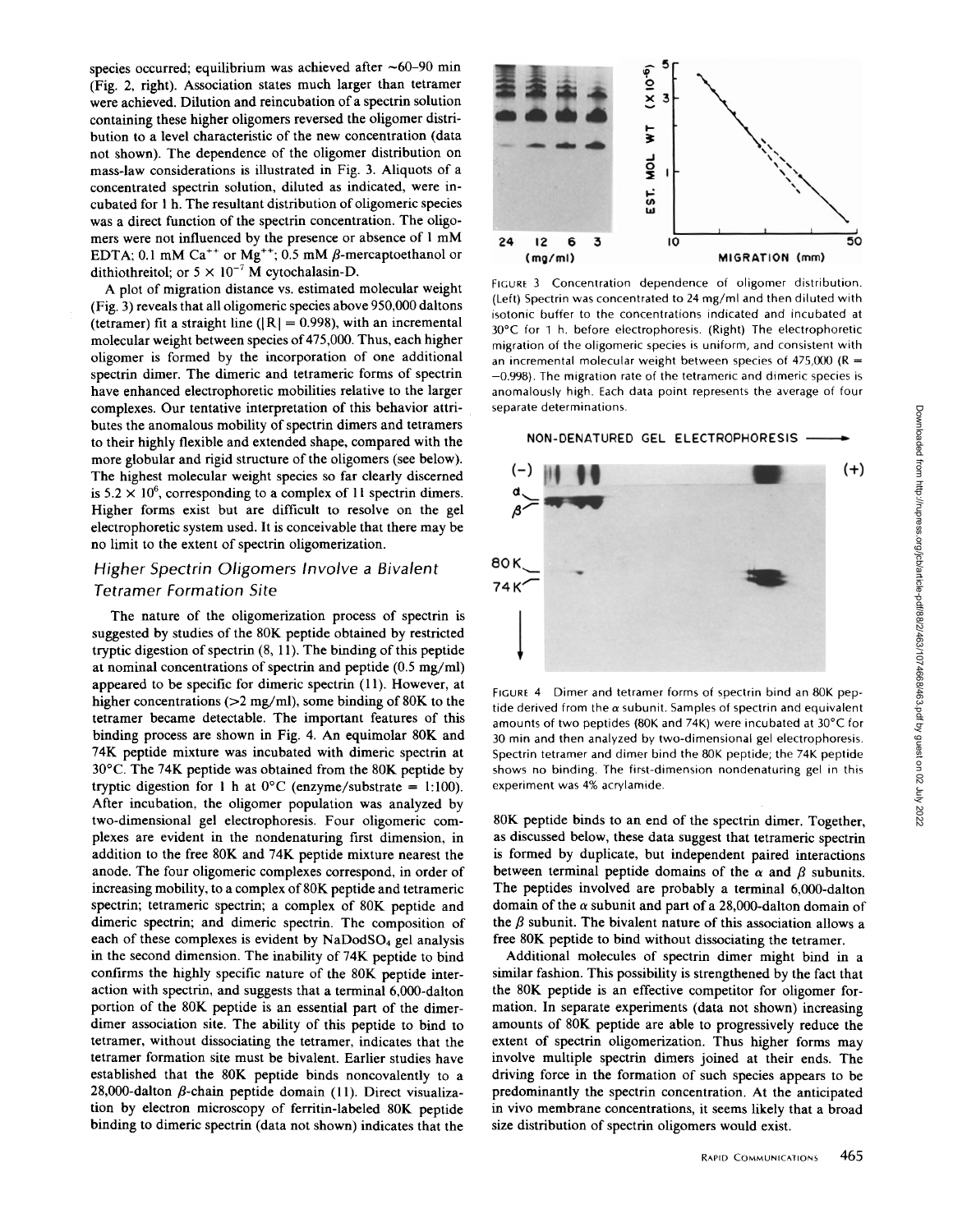species occurred; equilibrium was achieved after ~60–90 min (Fig. 2, right). Association states much larger than tetramer were achieved. Dilution and reincubation of a spectrin solution containing these higher oligomers reversed the oligomer distribution to a level characteristic of the new concentration (data not shown). The dependence of the oligomer distribution on mass-law considerations is illustrated in Fig. 3. Aliquots of a concentrated spectrin solution, diluted as indicated, were incubated for 1 h. The resultant distribution of oligomeric species was a direct function of the spectrin concentration. The oligomers were not influenced by the presence or absence of 1 mM EDTA; 0.1 mM $Ca^{++}$ or $Mg^{++}$; 0.5 mM β-mercaptoethanol or dithiothreitol; or $5 \times 10^{-7}$ M cytochalasin-D.

A plot of migration distance vs. estimated molecular weight (Fig. 3) reveals that all oligomeric species above 950,000 daltons (tetramer) fit a straight line ($|R| = 0.998$), with an incremental molecular weight between species of 475,000. Thus, each higher oligomer is formed by the incorporation of one additional spectrin dimer. The dimeric and tetrameric forms of spectrin have enhanced electrophoretic mobilities relative to the larger complexes. Our tentative interpretation of this behavior attributes the anomalous mobility of spectrin dimers and tetramers to their highly flexible and extended shape, compared with the more globular and rigid structure of the oligomers (see below). The highest molecular weight species so far clearly discerned is $5.2 \times 10^6$, corresponding to a complex of 11 spectrin dimers. Higher forms exist but are difficult to resolve on the gel electrophoretic system used. It is conceivable that there may be no limit to the extent of spectrin oligomerization.

## Higher Spectrin Oligomers Involve a Bivalent Tetramer Formation Site

The nature of the oligomerization process of spectrin is suggested by studies of the 80K peptide obtained by restricted tryptic digestion of spectrin (8, 11). The binding of this peptide at nominal concentrations of spectrin and peptide (0.5 mg/ml) appeared to be specific for dimeric spectrin (11). However, at higher concentrations (>2 mg/ml), some binding of 80K to the tetramer became detectable. The important features of this binding process are shown in Fig. 4. An equimolar 80K and 74K peptide mixture was incubated with dimeric spectrin at 30°C. The 74K peptide was obtained from the 80K peptide by tryptic digestion for 1 h at 0°C (enzyme/substrate = 1:100). After incubation, the oligomer population was analyzed by two-dimensional gel electrophoresis. Four oligomeric complexes are evident in the nondenaturing first dimension, in addition to the free 80K and 74K peptide mixture nearest the anode. The four oligomeric complexes correspond, in order of increasing mobility, to a complex of 80K peptide and tetrameric spectrin; tetrameric spectrin; a complex of 80K peptide and dimeric spectrin; and dimeric spectrin. The composition of each of these complexes is evident by $NaDodSO_4$ gel analysis in the second dimension. The inability of 74K peptide to bind confirms the highly specific nature of the 80K peptide interaction with spectrin, and suggests that a terminal 6,000-dalton portion of the 80K peptide is an essential part of the dimer-dimer association site. The ability of this peptide to bind to tetramer, without dissociating the tetramer, indicates that the tetramer formation site must be bivalent. Earlier studies have established that the 80K peptide binds noncovalently to a 28,000-dalton β-chain peptide domain (11). Direct visualization by electron microscopy of ferritin-labeled 80K peptide binding to dimeric spectrin (data not shown) indicates that the 80K peptide binds to an end of the spectrin dimer. Together, as discussed below, these data suggest that tetrameric spectrin is formed by duplicate, but independent paired interactions between terminal peptide domains of the α and β subunits. The peptides involved are probably a terminal 6,000-dalton domain of the α subunit and part of a 28,000-dalton domain of the β subunit. The bivalent nature of this association allows a free 80K peptide to bind without dissociating the tetramer.

Additional molecules of spectrin dimer might bind in a similar fashion. This possibility is strengthened by the fact that the 80K peptide is an effective competitor for oligomer formation. In separate experiments (data not shown) increasing amounts of 80K peptide are able to progressively reduce the extent of spectrin oligomerization. Thus higher forms may involve multiple spectrin dimers joined at their ends. The driving force in the formation of such species appears to be predominantly the spectrin concentration. At the anticipated in vivo membrane concentrations, it seems likely that a broad size distribution of spectrin oligomers would exist.

FIGURE 3 Concentration dependence of oligomer distribution. (Left) Spectrin was concentrated to 24 mg/ml and then diluted with isotonic buffer to the concentrations indicated and incubated at 30°C for 1 h. before electrophoresis. (Right) The electrophoretic migration of the oligomeric species is uniform, and consistent with an incremental molecular weight between species of 475,000 ($R = -0.998$). The migration rate of the tetrameric and dimeric species is anomalously high. Each data point represents the average of four separate determinations.

FIGURE 4 Dimer and tetramer forms of spectrin bind an 80K peptide derived from the α subunit. Samples of spectrin and equivalent amounts of two peptides (80K and 74K) were incubated at 30°C for 30 min and then analyzed by two-dimensional gel electrophoresis. Spectrin tetramer and dimer bind the 80K peptide; the 74K peptide shows no binding. The first-dimension nondenaturing gel in this experiment was 4% acrylamide.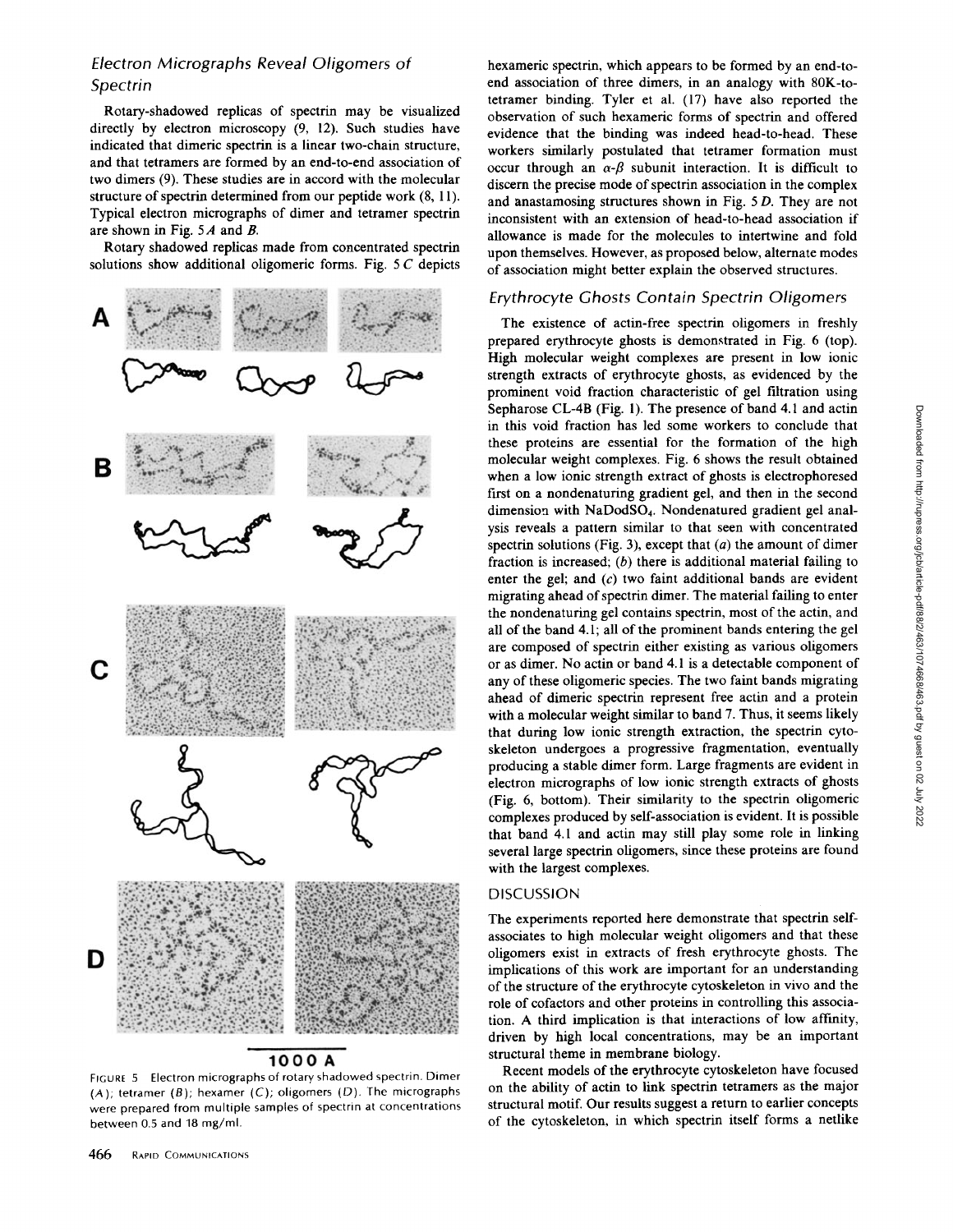### Electron Micrographs Reveal Oligomers of Spectrin

Rotary-shadowed replicas of spectrin may be visualized directly by electron microscopy (9, 12). Such studies have indicated that dimeric spectrin is a linear two-chain structure, and that tetramers are formed by an end-to-end association of two dimers (9). These studies are in accord with the molecular structure of spectrin determined from our peptide work (8, 11). Typical electron micrographs of dimer and tetramer spectrin are shown in Fig. 5 *A* and *B*.

Rotary shadowed replicas made from concentrated spectrin solutions show additional oligomeric forms. Fig. 5 *C* depicts hexameric spectrin, which appears to be formed by an end-to-end association of three dimers, in an analogy with 80K-to-tetramer binding. Tyler et al. (17) have also reported the observation of such hexameric forms of spectrin and offered evidence that the binding was indeed head-to-head. These workers similarly postulated that tetramer formation must occur through an $\alpha$-$\beta$ subunit interaction. It is difficult to discern the precise mode of spectrin association in the complex and anastamosing structures shown in Fig. 5 *D*. They are not inconsistent with an extension of head-to-head association if allowance is made for the molecules to intertwine and fold upon themselves. However, as proposed below, alternate modes of association might better explain the observed structures.

FIGURE 5 Electron micrographs of rotary shadowed spectrin. Dimer (*A*); tetramer (*B*); hexamer (*C*); oligomers (*D*). The micrographs were prepared from multiple samples of spectrin at concentrations between 0.5 and 18 mg/ml.

### Erythrocyte Ghosts Contain Spectrin Oligomers

The existence of actin-free spectrin oligomers in freshly prepared erythrocyte ghosts is demonstrated in Fig. 6 (top). High molecular weight complexes are present in low ionic strength extracts of erythrocyte ghosts, as evidenced by the prominent void fraction characteristic of gel filtration using Sepharose CL-4B (Fig. 1). The presence of band 4.1 and actin in this void fraction has led some workers to conclude that these proteins are essential for the formation of the high molecular weight complexes. Fig. 6 shows the result obtained when a low ionic strength extract of ghosts is electrophoresed first on a nondenaturing gradient gel, and then in the second dimension with $NaDodSO_4$. Nondenatured gradient gel analysis reveals a pattern similar to that seen with concentrated spectrin solutions (Fig. 3), except that (*a*) the amount of dimer fraction is increased; (*b*) there is additional material failing to enter the gel; and (*c*) two faint additional bands are evident migrating ahead of spectrin dimer. The material failing to enter the nondenaturing gel contains spectrin, most of the actin, and all of the band 4.1; all of the prominent bands entering the gel are composed of spectrin either existing as various oligomers or as dimer. No actin or band 4.1 is a detectable component of any of these oligomeric species. The two faint bands migrating ahead of dimeric spectrin represent free actin and a protein with a molecular weight similar to band 7. Thus, it seems likely that during low ionic strength extraction, the spectrin cytoskeleton undergoes a progressive fragmentation, eventually producing a stable dimer form. Large fragments are evident in electron micrographs of low ionic strength extracts of ghosts (Fig. 6, bottom). Their similarity to the spectrin oligomeric complexes produced by self-association is evident. It is possible that band 4.1 and actin may still play some role in linking several large spectrin oligomers, since these proteins are found with the largest complexes.

## DISCUSSION

The experiments reported here demonstrate that spectrin self-associates to high molecular weight oligomers and that these oligomers exist in extracts of fresh erythrocyte ghosts. The implications of this work are important for an understanding of the structure of the erythrocyte cytoskeleton in vivo and the role of cofactors and other proteins in controlling this association. A third implication is that interactions of low affinity, driven by high local concentrations, may be an important structural theme in membrane biology.

Recent models of the erythrocyte cytoskeleton have focused on the ability of actin to link spectrin tetramers as the major structural motif. Our results suggest a return to earlier concepts of the cytoskeleton, in which spectrin itself forms a netlike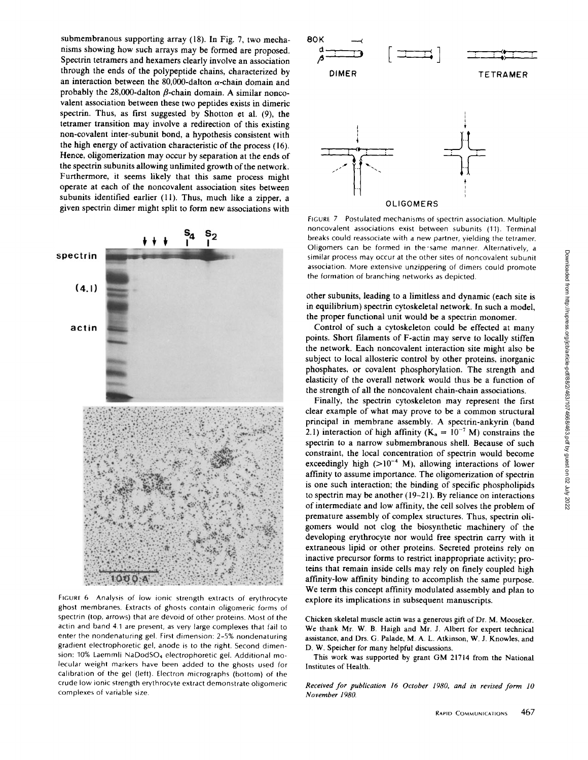submembranous supporting array (18). In Fig. 7, two mechanisms showing how such arrays may be formed are proposed. Spectrin tetramers and hexamers clearly involve an association through the ends of the polypeptide chains, characterized by an interaction between the 80,000-dalton α-chain domain and probably the 28,000-dalton β-chain domain. A similar noncovalent association between these two peptides exists in dimeric spectrin. Thus, as first suggested by Shotton et al. (9), the tetramer transition may involve a redirection of this existing non-covalent inter-subunit bond, a hypothesis consistent with the high energy of activation characteristic of the process (16). Hence, oligomerization may occur by separation at the ends of the spectrin subunits allowing unlimited growth of the network. Furthermore, it seems likely that this same process might operate at each of the noncovalent association sites between subunits identified earlier (11). Thus, much like a zipper, a given spectrin dimer might split to form new associations with other subunits, leading to a limitless and dynamic (each site is in equilibrium) spectrin cytoskeletal network. In such a model, the proper functional unit would be a spectrin monomer.

FIGURE 6 Analysis of low ionic strength extracts of erythrocyte ghost membranes. Extracts of ghosts contain oligomeric forms of spectrin (top, arrows) that are devoid of other proteins. Most of the actin and band 4.1 are present, as very large complexes that fail to enter the nondenaturing gel. First dimension: 2–5% nondenaturing gradient electrophoretic gel, anode is to the right. Second dimension: 10% Laemmli $NaDodSO_4$ electrophoretic gel. Additional molecular weight markers have been added to the ghosts used for calibration of the gel (left). Electron micrographs (bottom) of the crude low ionic strength erythrocyte extract demonstrate oligomeric complexes of variable size.

FIGURE 7 Postulated mechanisms of spectrin association. Multiple noncovalent associations exist between subunits (11). Terminal breaks could reassociate with a new partner, yielding the tetramer. Oligomers can be formed in the same manner. Alternatively, a similar process may occur at the other sites of noncovalent subunit association. More extensive unzippering of dimers could promote the formation of branching networks as depicted.

Control of such a cytoskeleton could be effected at many points. Short filaments of F-actin may serve to locally stiffen the network. Each noncovalent interaction site might also be subject to local allosteric control by other proteins, inorganic phosphates, or covalent phosphorylation. The strength and elasticity of the overall network would thus be a function of the strength of all the noncovalent chain-chain associations.

Finally, the spectrin cytoskeleton may represent the first clear example of what may prove to be a common structural principal in membrane assembly. A spectrin-ankyrin (band 2.1) interaction of high affinity ($K_a = 10^{-7}$ M) constrains the spectrin to a narrow submembranous shell. Because of such constraint, the local concentration of spectrin would become exceedingly high ($>10^{-4}$ M), allowing interactions of lower affinity to assume importance. The oligomerization of spectrin is one such interaction; the binding of specific phospholipids to spectrin may be another (19–21). By reliance on interactions of intermediate and low affinity, the cell solves the problem of premature assembly of complex structures. Thus, spectrin oligomers would not clog the biosynthetic machinery of the developing erythrocyte nor would free spectrin carry with it extraneous lipid or other proteins. Secreted proteins rely on inactive precursor forms to restrict inappropriate activity; proteins that remain inside cells may rely on finely coupled high affinity-low affinity binding to accomplish the same purpose. We term this concept affinity modulated assembly and plan to explore its implications in subsequent manuscripts.

Chicken skeletal muscle actin was a generous gift of Dr. M. Mooseker. We thank Mr. W. B. Haigh and Mr. J. Albert for expert technical assistance, and Drs. G. Palade, M. A. L. Atkinson, W. J. Knowles, and D. W. Speicher for many helpful discussions.

This work was supported by grant GM 21714 from the National Institutes of Health.

*Received for publication 16 October 1980, and in revised form 10 November 1980.*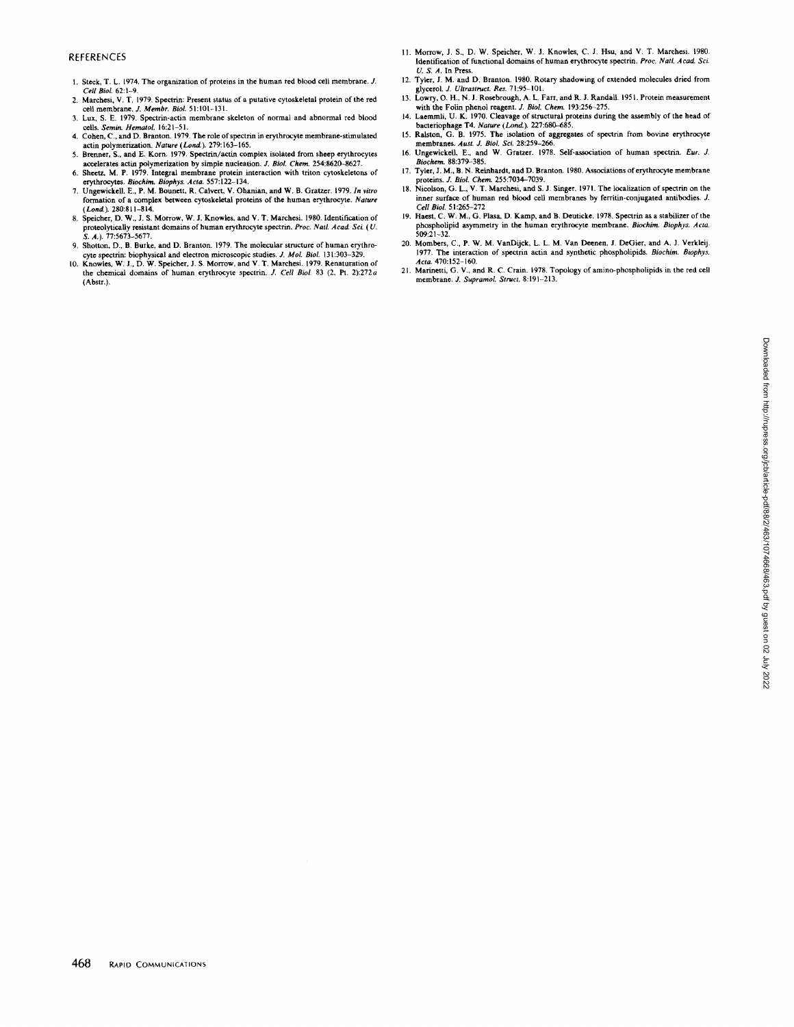## REFERENCES

1. Steck, T. L. 1974. The organization of proteins in the human red blood cell membrane. *J. Cell Biol.* 62:1–9.
2. Marchesi, V. T. 1979. Spectrin: Present status of a putative cytoskeletal protein of the red cell membrane. *J. Membr. Biol.* 51:101–131.
3. Lux, S. E. 1979. Spectrin-actin membrane skeleton of normal and abnormal red blood cells. *Semin. Hematol.* 16:21–51.
4. Cohen, C., and D. Branton. 1979. The role of spectrin in erythrocyte membrane-stimulated actin polymerization. *Nature (Lond.).* 279:163–165.
5. Brenner, S., and E. Korn. 1979. Spectrin/actin complex isolated from sheep erythrocytes accelerates actin polymerization by simple nucleation. *J. Biol. Chem.* 254:8620–8627.
6. Sheetz, M. P. 1979. Integral membrane protein interaction with triton cytoskeletons of erythrocytes. *Biochim. Biophys. Acta.* 557:122–134.
7. Ungewickell, E., P. M. Bounett, R. Calvert, V. Ohanian, and W. B. Gratzer. 1979. *In vitro* formation of a complex between cytoskeletal proteins of the human erythrocyte. *Nature (Lond.).* 280:811–814.
8. Speicher, D. W., J. S. Morrow, W. J. Knowles, and V. T. Marchesi. 1980. Identification of proteolytically resistant domains of human erythrocyte spectrin. *Proc. Natl. Acad. Sci. (U. S. A.).* 77:5673–5677.
9. Shotton, D., B. Burke, and D. Branton. 1979. The molecular structure of human erythrocyte spectrin: biophysical and electron microscopic studies. *J. Mol. Biol.* 131:303–329.
10. Knowles, W. J., D. W. Speicher, J. S. Morrow, and V. T. Marchesi. 1979. Renaturation of the chemical domains of human erythrocyte spectrin. *J. Cell Biol.* 83 (2, Pt. 2):272*a* (Abstr.).
11. Morrow, J. S., D. W. Speicher, W. J. Knowles, C. J. Hsu, and V. T. Marchesi. 1980. Identification of functional domains of human erythrocyte spectrin. *Proc. Natl. Acad. Sci. U. S. A.* In Press.
12. Tyler, J. M. and D. Branton. 1980. Rotary shadowing of extended molecules dried from glycerol. *J. Ultrastruct. Res.* 71:95–101.
13. Lowry, O. H., N. J. Rosebrough, A. L. Farr, and R. J. Randall. 1951. Protein measurement with the Folin phenol reagent. *J. Biol. Chem.* 193:256–275.
14. Laemmli, U. K. 1970. Cleavage of structural proteins during the assembly of the head of bacteriophage T4. *Nature (Lond.).* 227:680–685.
15. Ralston, G. B. 1975. The isolation of aggregates of spectrin from bovine erythrocyte membranes. *Aust. J. Biol. Sci.* 28:259–266.
16. Ungewickell, E., and W. Gratzer. 1978. Self-association of human spectrin. *Eur. J. Biochem.* 88:379–385.
17. Tyler, J. M., B. N. Reinhardt, and D. Branton. 1980. Associations of erythrocyte membrane proteins. *J. Biol. Chem.* 255:7034–7039.
18. Nicolson, G. L., V. T. Marchesi, and S. J. Singer. 1971. The localization of spectrin on the inner surface of human red blood cell membranes by ferritin-conjugated antibodies. *J. Cell Biol.* 51:265–272
19. Haest, C. W. M., G. Plasa, D. Kamp, and B. Deuticke. 1978. Spectrin as a stabilizer of the phospholipid asymmetry in the human erythrocyte membrane. *Biochim. Biophys. Acta.* 509:21–32.
20. Mombers, C., P. W. M. VanDijck, L. L. M. Van Deenen, J. DeGier, and A. J. Verkleij. 1977. The interaction of spectrin actin and synthetic phospholipids. *Biochim. Biophys. Acta.* 470:152–160.
21. Marinetti, G. V., and R. C. Crain. 1978. Topology of amino-phospholipids in the red cell membrane. *J. Supramol. Struct.* 8:191–213.